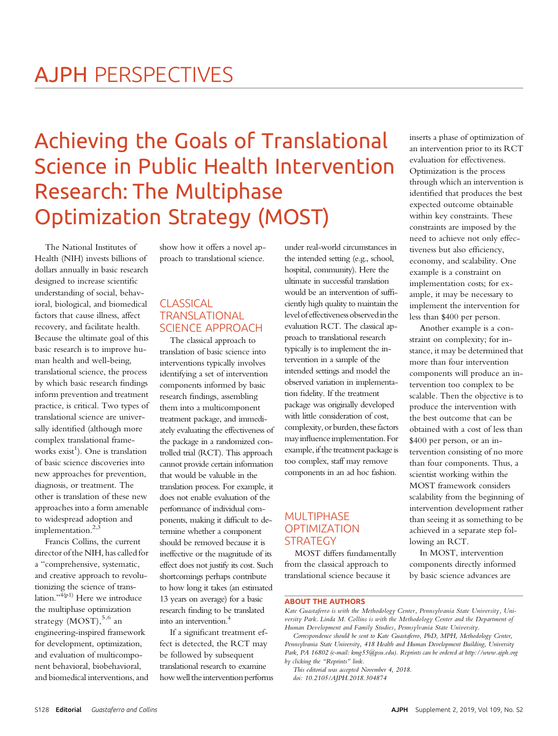# Achieving the Goals of Translational Science in Public Health Intervention Research: The Multiphase Optimization Strategy (MOST)

The National Institutes of Health (NIH) invests billions of dollars annually in basic research designed to increase scientific understanding of social, behavioral, biological, and biomedical factors that cause illness, affect recovery, and facilitate health. Because the ultimate goal of this basic research is to improve human health and well-being, translational science, the process by which basic research findings inform prevention and treatment practice, is critical. Two types of translational science are universally identified (although more complex translational frameworks exist[1]). One is translation of basic science discoveries into new approaches for prevention, diagnosis, or treatment. The other is translation of these new approaches into a form amenable to widespread adoption and implementation.[2,3]

Francis Collins, the current director of the NIH, has called for a "comprehensive, systematic, and creative approach to revolutionizing the science of translation."[4(p1)] Here we introduce the multiphase optimization strategy (MOST),[5,6] an engineering-inspired framework for development, optimization, and evaluation of multicomponent behavioral, biobehavioral, and biomedical interventions, and show how it offers a novel approach to translational science.

## CLASSICAL TRANSLATIONAL SCIENCE APPROACH

The classical approach to translation of basic science into interventions typically involves identifying a set of intervention components informed by basic research findings, assembling them into a multicomponent treatment package, and immediately evaluating the effectiveness of the package in a randomized controlled trial (RCT). This approach cannot provide certain information that would be valuable in the translation process. For example, it does not enable evaluation of the performance of individual components, making it difficult to determine whether a component should be removed because it is ineffective or the magnitude of its effect does not justify its cost. Such shortcomings perhaps contribute to how long it takes (an estimated 13 years on average) for a basic research finding to be translated into an intervention.[4]

If a significant treatment effect is detected, the RCT may be followed by subsequent translational research to examine how well the intervention performs under real-world circumstances in the intended setting (e.g., school, hospital, community). Here the ultimate in successful translation would be an intervention of sufficiently high quality to maintain the level of effectiveness observed in the evaluation RCT. The classical approach to translational research typically is to implement the intervention in a sample of the intended settings and model the observed variation in implementation fidelity. If the treatment package was originally developed with little consideration of cost, complexity, or burden, these factors may influence implementation. For example, if the treatment package is too complex, staff may remove components in an ad hoc fashion.

## MULTIPHASE OPTIMIZATION STRATEGY

MOST differs fundamentally from the classical approach to translational science because it inserts a phase of optimization of an intervention prior to its RCT evaluation for effectiveness. Optimization is the process through which an intervention is identified that produces the best expected outcome obtainable within key constraints. These constraints are imposed by the need to achieve not only effectiveness but also efficiency, economy, and scalability. One example is a constraint on implementation costs; for example, it may be necessary to implement the intervention for less than $400 per person.

Another example is a constraint on complexity; for instance, it may be determined that more than four intervention components will produce an intervention too complex to be scalable. Then the objective is to produce the intervention with the best outcome that can be obtained with a cost of less than $400 per person, or an intervention consisting of no more than four components. Thus, a scientist working within the MOST framework considers scalability from the beginning of intervention development rather than seeing it as something to be achieved in a separate step following an RCT.

In MOST, intervention components directly informed by basic science advances are

**ABOUT THE AUTHORS**

*Kate Guastaferro is with the Methodology Center, Pennsylvania State University, University Park. Linda M. Collins is with the Methodology Center and the Department of Human Development and Family Studies, Pennsylvania State University.*

*Correspondence should be sent to Kate Guastaferro, PhD, MPH, Methodology Center, Pennsylvania State University, 418 Health and Human Development Building, University Park, PA 16802 (e-mail: kmg55@psu.edu). Reprints can be ordered at http://www.ajph.org by clicking the "Reprints" link.*

*This editorial was accepted November 4, 2018.*

*doi: 10.2105/AJPH.2018.304874*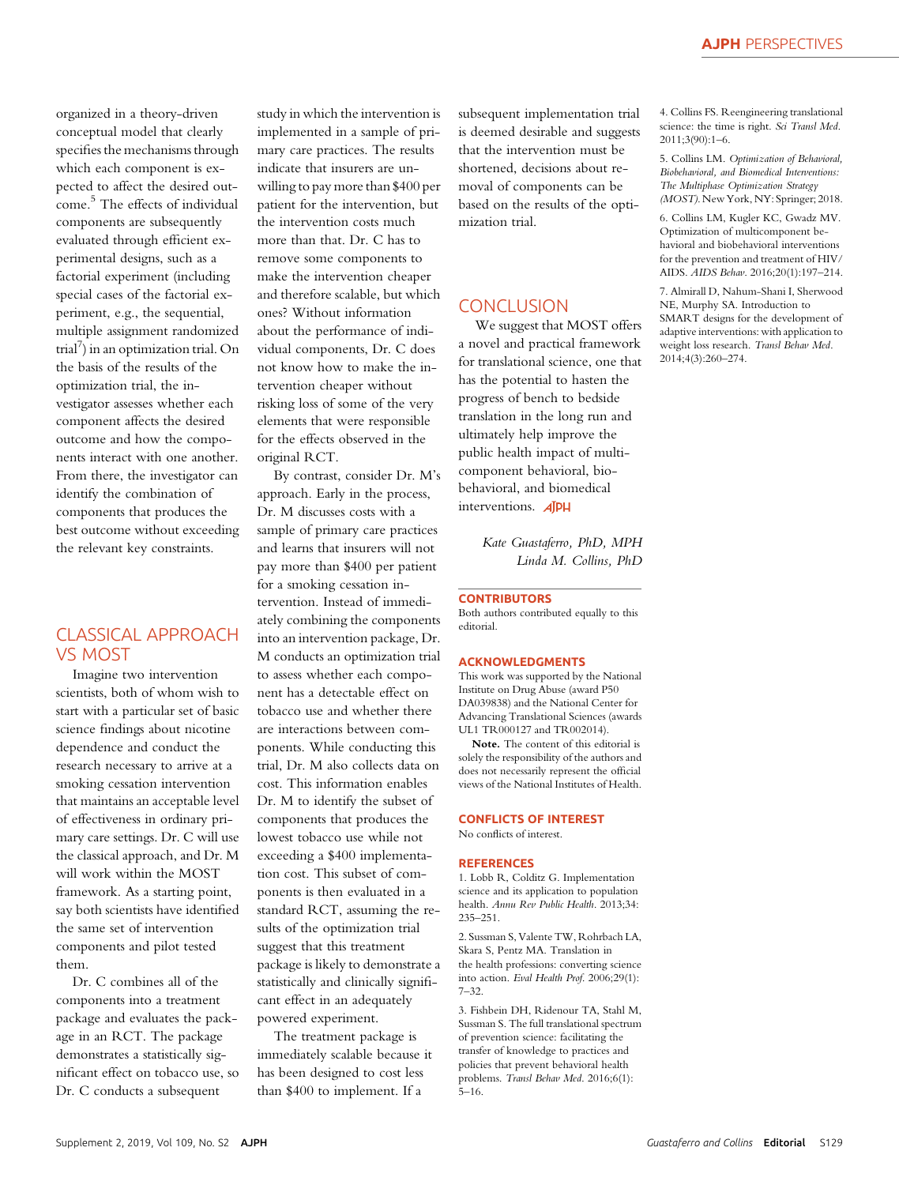organized in a theory-driven conceptual model that clearly specifies the mechanisms through which each component is expected to affect the desired outcome.[5] The effects of individual components are subsequently evaluated through efficient experimental designs, such as a factorial experiment (including special cases of the factorial experiment, e.g., the sequential, multiple assignment randomized trial[7]) in an optimization trial. On the basis of the results of the optimization trial, the investigator assesses whether each component affects the desired outcome and how the components interact with one another. From there, the investigator can identify the combination of components that produces the best outcome without exceeding the relevant key constraints.

## CLASSICAL APPROACH VS MOST

Imagine two intervention scientists, both of whom wish to start with a particular set of basic science findings about nicotine dependence and conduct the research necessary to arrive at a smoking cessation intervention that maintains an acceptable level of effectiveness in ordinary primary care settings. Dr. C will use the classical approach, and Dr. M will work within the MOST framework. As a starting point, say both scientists have identified the same set of intervention components and pilot tested them.

Dr. C combines all of the components into a treatment package and evaluates the package in an RCT. The package demonstrates a statistically significant effect on tobacco use, so Dr. C conducts a subsequent study in which the intervention is implemented in a sample of primary care practices. The results indicate that insurers are unwilling to pay more than $400 per patient for the intervention, but the intervention costs much more than that. Dr. C has to remove some components to make the intervention cheaper and therefore scalable, but which ones? Without information about the performance of individual components, Dr. C does not know how to make the intervention cheaper without risking loss of some of the very elements that were responsible for the effects observed in the original RCT.

By contrast, consider Dr. M's approach. Early in the process, Dr. M discusses costs with a sample of primary care practices and learns that insurers will not pay more than $400 per patient for a smoking cessation intervention. Instead of immediately combining the components into an intervention package, Dr. M conducts an optimization trial to assess whether each component has a detectable effect on tobacco use and whether there are interactions between components. While conducting this trial, Dr. M also collects data on cost. This information enables Dr. M to identify the subset of components that produces the lowest tobacco use while not exceeding a $400 implementation cost. This subset of components is then evaluated in a standard RCT, assuming the results of the optimization trial suggest that this treatment package is likely to demonstrate a statistically and clinically significant effect in an adequately powered experiment.

The treatment package is immediately scalable because it has been designed to cost less than $400 to implement. If a subsequent implementation trial is deemed desirable and suggests that the intervention must be shortened, decisions about removal of components can be based on the results of the optimization trial.

## CONCLUSION

We suggest that MOST offers a novel and practical framework for translational science, one that has the potential to hasten the progress of bench to bedside translation in the long run and ultimately help improve the public health impact of multicomponent behavioral, biobehavioral, and biomedical interventions.

*Kate Guastaferro, PhD, MPH*
*Linda M. Collins, PhD*

### CONTRIBUTORS

Both authors contributed equally to this editorial.

### ACKNOWLEDGMENTS

This work was supported by the National Institute on Drug Abuse (award P50 DA039838) and the National Center for Advancing Translational Sciences (awards UL1 TR000127 and TR002014).

**Note.** The content of this editorial is solely the responsibility of the authors and does not necessarily represent the official views of the National Institutes of Health.

### CONFLICTS OF INTEREST

No conflicts of interest.

### REFERENCES

1. Lobb R, Colditz G. Implementation science and its application to population health. *Annu Rev Public Health*. 2013;34:235–251.
2. Sussman S, Valente TW, Rohrbach LA, Skara S, Pentz MA. Translation in the health professions: converting science into action. *Eval Health Prof*. 2006;29(1):7–32.
3. Fishbein DH, Ridenour TA, Stahl M, Sussman S. The full translational spectrum of prevention science: facilitating the transfer of knowledge to practices and policies that prevent behavioral health problems. *Transl Behav Med*. 2016;6(1):5–16.
4. Collins FS. Reengineering translational science: the time is right. *Sci Transl Med*. 2011;3(90):1–6.
5. Collins LM. *Optimization of Behavioral, Biobehavioral, and Biomedical Interventions: The Multiphase Optimization Strategy (MOST)*. New York, NY: Springer; 2018.
6. Collins LM, Kugler KC, Gwadz MV. Optimization of multicomponent behavioral and biobehavioral interventions for the prevention and treatment of HIV/AIDS. *AIDS Behav*. 2016;20(1):197–214.
7. Almirall D, Nahum-Shani I, Sherwood NE, Murphy SA. Introduction to SMART designs for the development of adaptive interventions: with application to weight loss research. *Transl Behav Med*. 2014;4(3):260–274.